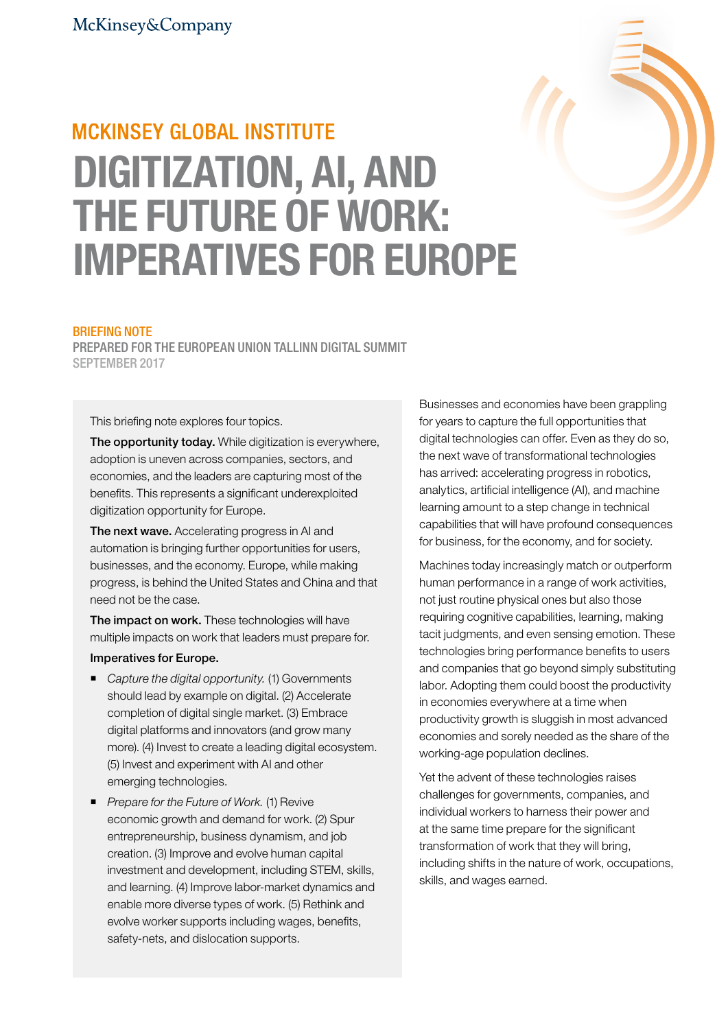McKinsey&Company

MCKINSEY GLOBAL INSTITUTE

# DIGITIZATION, AI, AND THE FUTURE OF WORK: IMPERATIVES FOR EUROPE

BRIEFING NOTE

PREPARED FOR THE EUROPEAN UNION TALLINN DIGITAL SUMMIT

SEPTEMBER 2017

This briefing note explores four topics.

**The opportunity today.** While digitization is everywhere, adoption is uneven across companies, sectors, and economies, and the leaders are capturing most of the benefits. This represents a significant underexploited digitization opportunity for Europe.

**The next wave.** Accelerating progress in AI and automation is bringing further opportunities for users, businesses, and the economy. Europe, while making progress, is behind the United States and China and that need not be the case.

**The impact on work.** These technologies will have multiple impacts on work that leaders must prepare for.

**Imperatives for Europe.**

- *Capture the digital opportunity.* (1) Governments should lead by example on digital. (2) Accelerate completion of digital single market. (3) Embrace digital platforms and innovators (and grow many more). (4) Invest to create a leading digital ecosystem. (5) Invest and experiment with AI and other emerging technologies.
- *Prepare for the Future of Work.* (1) Revive economic growth and demand for work. (2) Spur entrepreneurship, business dynamism, and job creation. (3) Improve and evolve human capital investment and development, including STEM, skills, and learning. (4) Improve labor-market dynamics and enable more diverse types of work. (5) Rethink and evolve worker supports including wages, benefits, safety-nets, and dislocation supports.

Businesses and economies have been grappling for years to capture the full opportunities that digital technologies can offer. Even as they do so, the next wave of transformational technologies has arrived: accelerating progress in robotics, analytics, artificial intelligence (AI), and machine learning amount to a step change in technical capabilities that will have profound consequences for business, for the economy, and for society.

Machines today increasingly match or outperform human performance in a range of work activities, not just routine physical ones but also those requiring cognitive capabilities, learning, making tacit judgments, and even sensing emotion. These technologies bring performance benefits to users and companies that go beyond simply substituting labor. Adopting them could boost the productivity in economies everywhere at a time when productivity growth is sluggish in most advanced economies and sorely needed as the share of the working-age population declines.

Yet the advent of these technologies raises challenges for governments, companies, and individual workers to harness their power and at the same time prepare for the significant transformation of work that they will bring, including shifts in the nature of work, occupations, skills, and wages earned.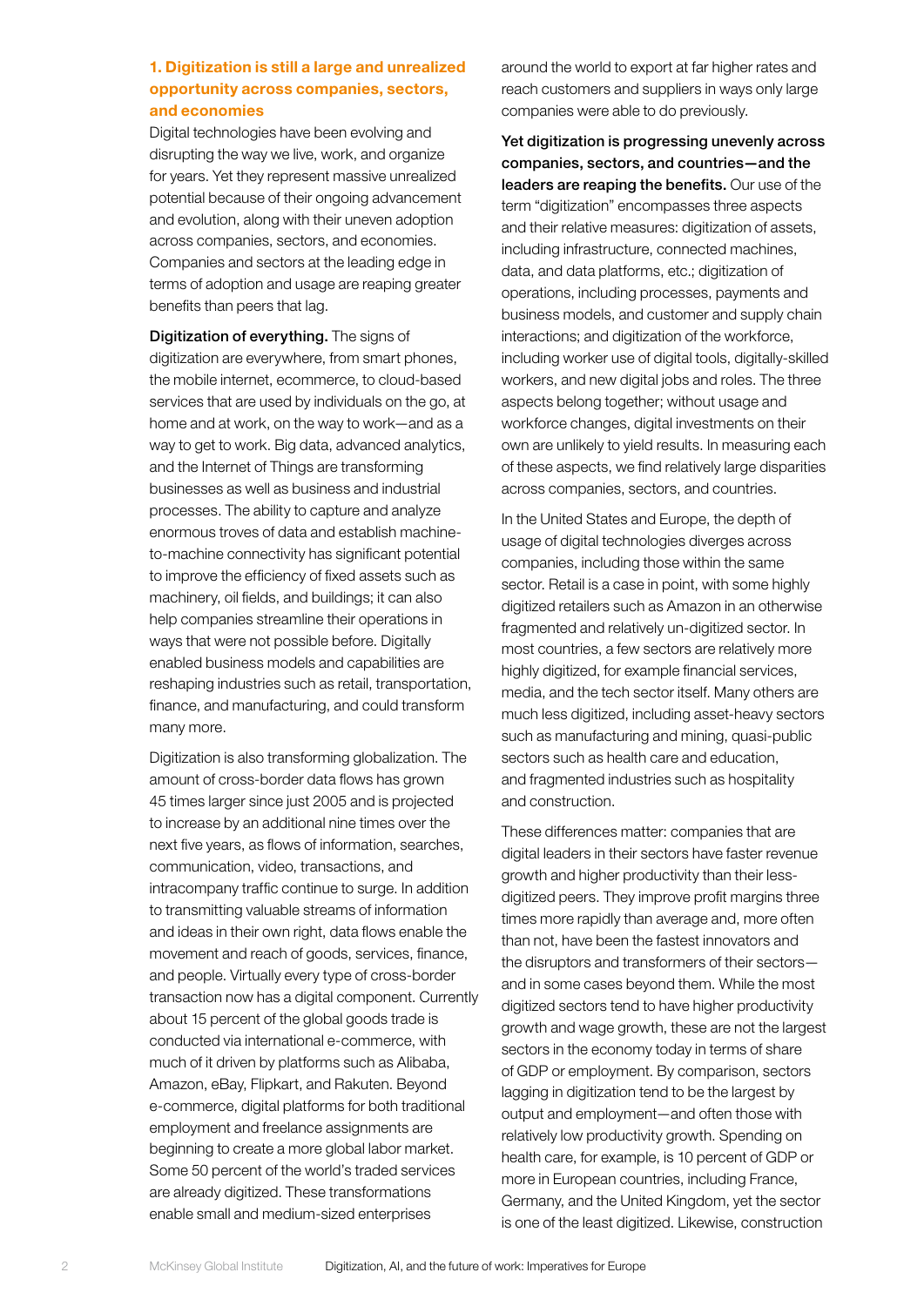### 1. Digitization is still a large and unrealized opportunity across companies, sectors, and economies

Digital technologies have been evolving and disrupting the way we live, work, and organize for years. Yet they represent massive unrealized potential because of their ongoing advancement and evolution, along with their uneven adoption across companies, sectors, and economies. Companies and sectors at the leading edge in terms of adoption and usage are reaping greater benefits than peers that lag.

**Digitization of everything.** The signs of digitization are everywhere, from smart phones, the mobile internet, ecommerce, to cloud-based services that are used by individuals on the go, at home and at work, on the way to work—and as a way to get to work. Big data, advanced analytics, and the Internet of Things are transforming businesses as well as business and industrial processes. The ability to capture and analyze enormous troves of data and establish machine-to-machine connectivity has significant potential to improve the efficiency of fixed assets such as machinery, oil fields, and buildings; it can also help companies streamline their operations in ways that were not possible before. Digitally enabled business models and capabilities are reshaping industries such as retail, transportation, finance, and manufacturing, and could transform many more.

Digitization is also transforming globalization. The amount of cross-border data flows has grown 45 times larger since just 2005 and is projected to increase by an additional nine times over the next five years, as flows of information, searches, communication, video, transactions, and intracompany traffic continue to surge. In addition to transmitting valuable streams of information and ideas in their own right, data flows enable the movement and reach of goods, services, finance, and people. Virtually every type of cross-border transaction now has a digital component. Currently about 15 percent of the global goods trade is conducted via international e-commerce, with much of it driven by platforms such as Alibaba, Amazon, eBay, Flipkart, and Rakuten. Beyond e-commerce, digital platforms for both traditional employment and freelance assignments are beginning to create a more global labor market. Some 50 percent of the world's traded services are already digitized. These transformations enable small and medium-sized enterprises around the world to export at far higher rates and reach customers and suppliers in ways only large companies were able to do previously.

**Yet digitization is progressing unevenly across companies, sectors, and countries—and the leaders are reaping the benefits.** Our use of the term "digitization" encompasses three aspects and their relative measures: digitization of assets, including infrastructure, connected machines, data, and data platforms, etc.; digitization of operations, including processes, payments and business models, and customer and supply chain interactions; and digitization of the workforce, including worker use of digital tools, digitally-skilled workers, and new digital jobs and roles. The three aspects belong together; without usage and workforce changes, digital investments on their own are unlikely to yield results. In measuring each of these aspects, we find relatively large disparities across companies, sectors, and countries.

In the United States and Europe, the depth of usage of digital technologies diverges across companies, including those within the same sector. Retail is a case in point, with some highly digitized retailers such as Amazon in an otherwise fragmented and relatively un-digitized sector. In most countries, a few sectors are relatively more highly digitized, for example financial services, media, and the tech sector itself. Many others are much less digitized, including asset-heavy sectors such as manufacturing and mining, quasi-public sectors such as health care and education, and fragmented industries such as hospitality and construction.

These differences matter: companies that are digital leaders in their sectors have faster revenue growth and higher productivity than their less-digitized peers. They improve profit margins three times more rapidly than average and, more often than not, have been the fastest innovators and the disruptors and transformers of their sectors—and in some cases beyond them. While the most digitized sectors tend to have higher productivity growth and wage growth, these are not the largest sectors in the economy today in terms of share of GDP or employment. By comparison, sectors lagging in digitization tend to be the largest by output and employment—and often those with relatively low productivity growth. Spending on health care, for example, is 10 percent of GDP or more in European countries, including France, Germany, and the United Kingdom, yet the sector is one of the least digitized. Likewise, construction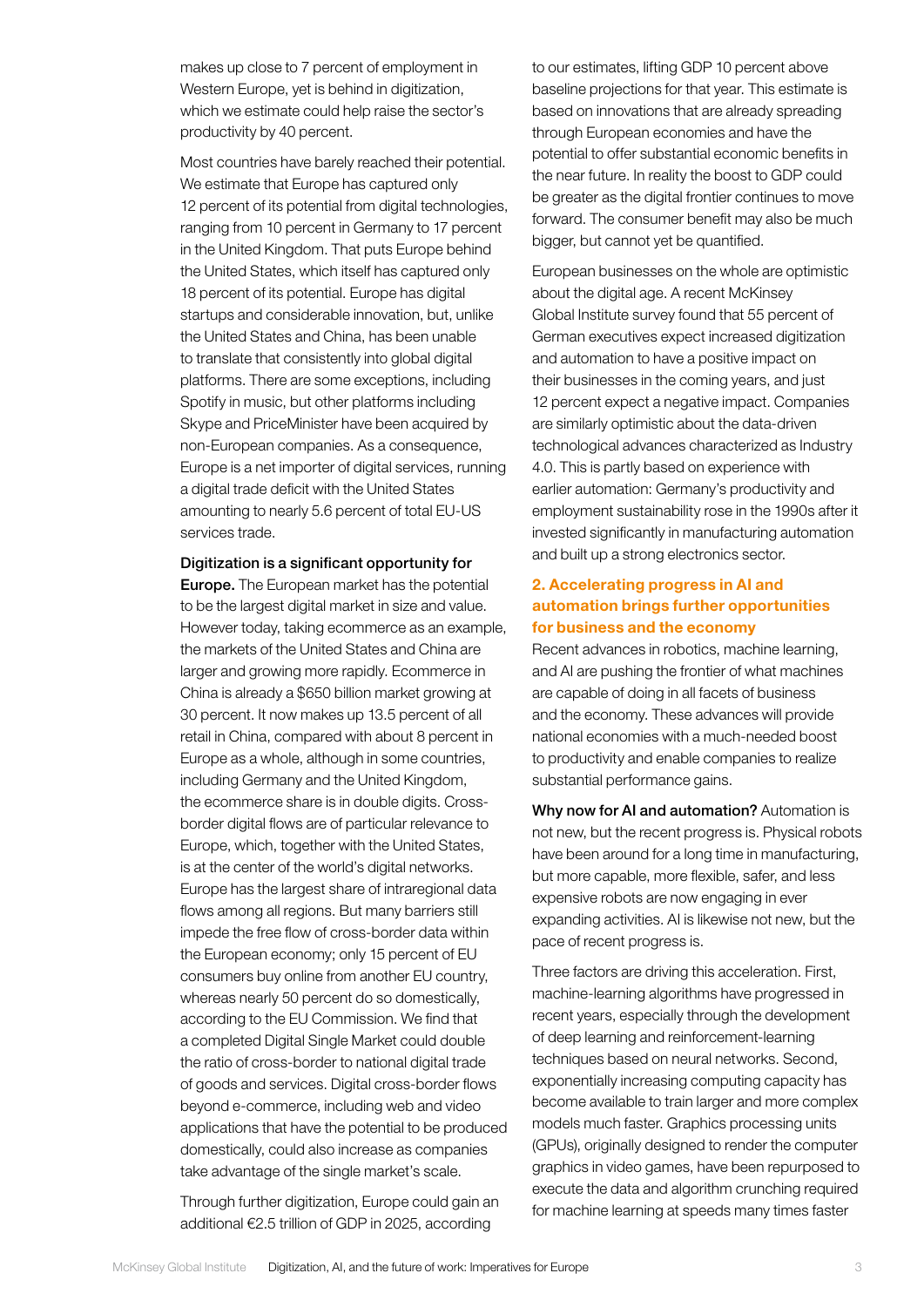makes up close to 7 percent of employment in Western Europe, yet is behind in digitization, which we estimate could help raise the sector's productivity by 40 percent.

Most countries have barely reached their potential. We estimate that Europe has captured only 12 percent of its potential from digital technologies, ranging from 10 percent in Germany to 17 percent in the United Kingdom. That puts Europe behind the United States, which itself has captured only 18 percent of its potential. Europe has digital startups and considerable innovation, but, unlike the United States and China, has been unable to translate that consistently into global digital platforms. There are some exceptions, including Spotify in music, but other platforms including Skype and PriceMinister have been acquired by non-European companies. As a consequence, Europe is a net importer of digital services, running a digital trade deficit with the United States amounting to nearly 5.6 percent of total EU-US services trade.

**Digitization is a significant opportunity for Europe.** The European market has the potential to be the largest digital market in size and value. However today, taking ecommerce as an example, the markets of the United States and China are larger and growing more rapidly. Ecommerce in China is already a $650 billion market growing at 30 percent. It now makes up 13.5 percent of all retail in China, compared with about 8 percent in Europe as a whole, although in some countries, including Germany and the United Kingdom, the ecommerce share is in double digits. Cross-border digital flows are of particular relevance to Europe, which, together with the United States, is at the center of the world's digital networks. Europe has the largest share of intraregional data flows among all regions. But many barriers still impede the free flow of cross-border data within the European economy; only 15 percent of EU consumers buy online from another EU country, whereas nearly 50 percent do so domestically, according to the EU Commission. We find that a completed Digital Single Market could double the ratio of cross-border to national digital trade of goods and services. Digital cross-border flows beyond e-commerce, including web and video applications that have the potential to be produced domestically, could also increase as companies take advantage of the single market's scale.

Through further digitization, Europe could gain an additional €2.5 trillion of GDP in 2025, according to our estimates, lifting GDP 10 percent above baseline projections for that year. This estimate is based on innovations that are already spreading through European economies and have the potential to offer substantial economic benefits in the near future. In reality the boost to GDP could be greater as the digital frontier continues to move forward. The consumer benefit may also be much bigger, but cannot yet be quantified.

European businesses on the whole are optimistic about the digital age. A recent McKinsey Global Institute survey found that 55 percent of German executives expect increased digitization and automation to have a positive impact on their businesses in the coming years, and just 12 percent expect a negative impact. Companies are similarly optimistic about the data-driven technological advances characterized as Industry 4.0. This is partly based on experience with earlier automation: Germany's productivity and employment sustainability rose in the 1990s after it invested significantly in manufacturing automation and built up a strong electronics sector.

## 2. Accelerating progress in AI and automation brings further opportunities for business and the economy

Recent advances in robotics, machine learning, and AI are pushing the frontier of what machines are capable of doing in all facets of business and the economy. These advances will provide national economies with a much-needed boost to productivity and enable companies to realize substantial performance gains.

**Why now for AI and automation?** Automation is not new, but the recent progress is. Physical robots have been around for a long time in manufacturing, but more capable, more flexible, safer, and less expensive robots are now engaging in ever expanding activities. AI is likewise not new, but the pace of recent progress is.

Three factors are driving this acceleration. First, machine-learning algorithms have progressed in recent years, especially through the development of deep learning and reinforcement-learning techniques based on neural networks. Second, exponentially increasing computing capacity has become available to train larger and more complex models much faster. Graphics processing units (GPUs), originally designed to render the computer graphics in video games, have been repurposed to execute the data and algorithm crunching required for machine learning at speeds many times faster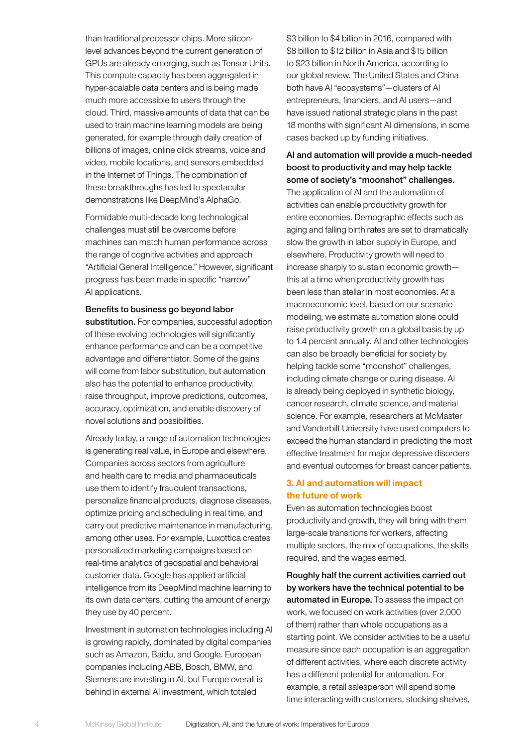than traditional processor chips. More silicon-level advances beyond the current generation of GPUs are already emerging, such as Tensor Units. This compute capacity has been aggregated in hyper-scalable data centers and is being made much more accessible to users through the cloud. Third, massive amounts of data that can be used to train machine learning models are being generated, for example through daily creation of billions of images, online click streams, voice and video, mobile locations, and sensors embedded in the Internet of Things. The combination of these breakthroughs has led to spectacular demonstrations like DeepMind's AlphaGo.

Formidable multi-decade long technological challenges must still be overcome before machines can match human performance across the range of cognitive activities and approach "Artificial General Intelligence." However, significant progress has been made in specific "narrow" AI applications.

**Benefits to business go beyond labor substitution.** For companies, successful adoption of these evolving technologies will significantly enhance performance and can be a competitive advantage and differentiator. Some of the gains will come from labor substitution, but automation also has the potential to enhance productivity, raise throughput, improve predictions, outcomes, accuracy, optimization, and enable discovery of novel solutions and possibilities.

Already today, a range of automation technologies is generating real value, in Europe and elsewhere. Companies across sectors from agriculture and health care to media and pharmaceuticals use them to identify fraudulent transactions, personalize financial products, diagnose diseases, optimize pricing and scheduling in real time, and carry out predictive maintenance in manufacturing, among other uses. For example, Luxottica creates personalized marketing campaigns based on real-time analytics of geospatial and behavioral customer data. Google has applied artificial intelligence from its DeepMind machine learning to its own data centers, cutting the amount of energy they use by 40 percent.

Investment in automation technologies including AI is growing rapidly, dominated by digital companies such as Amazon, Baidu, and Google. European companies including ABB, Bosch, BMW, and Siemens are investing in AI, but Europe overall is behind in external AI investment, which totaled $3 billion to $4 billion in 2016, compared with $8 billion to $12 billion in Asia and $15 billion to $23 billion in North America, according to our global review. The United States and China both have AI "ecosystems"—clusters of AI entrepreneurs, financiers, and AI users—and have issued national strategic plans in the past 18 months with significant AI dimensions, in some cases backed up by funding initiatives.

**AI and automation will provide a much-needed boost to productivity and may help tackle some of society's "moonshot" challenges.** The application of AI and the automation of activities can enable productivity growth for entire economies. Demographic effects such as aging and falling birth rates are set to dramatically slow the growth in labor supply in Europe, and elsewhere. Productivity growth will need to increase sharply to sustain economic growth—this at a time when productivity growth has been less than stellar in most economies. At a macroeconomic level, based on our scenario modeling, we estimate automation alone could raise productivity growth on a global basis by up to 1.4 percent annually. AI and other technologies can also be broadly beneficial for society by helping tackle some "moonshot" challenges, including climate change or curing disease. AI is already being deployed in synthetic biology, cancer research, climate science, and material science. For example, researchers at McMaster and Vanderbilt University have used computers to exceed the human standard in predicting the most effective treatment for major depressive disorders and eventual outcomes for breast cancer patients.

## 3. AI and automation will impact the future of work

Even as automation technologies boost productivity and growth, they will bring with them large-scale transitions for workers, affecting multiple sectors, the mix of occupations, the skills required, and the wages earned.

**Roughly half the current activities carried out by workers have the technical potential to be automated in Europe.** To assess the impact on work, we focused on work activities (over 2,000 of them) rather than whole occupations as a starting point. We consider activities to be a useful measure since each occupation is an aggregation of different activities, where each discrete activity has a different potential for automation. For example, a retail salesperson will spend some time interacting with customers, stocking shelves,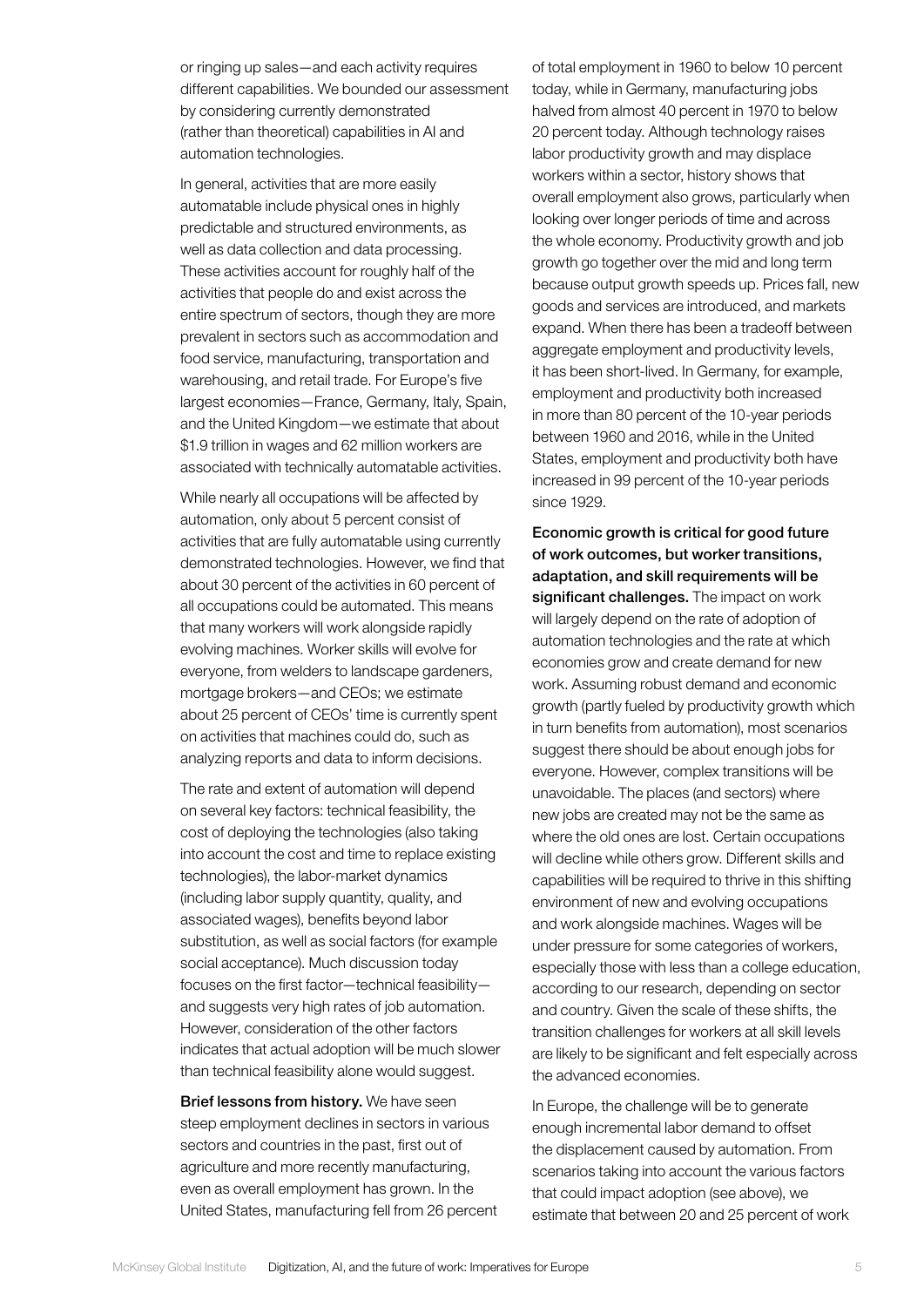or ringing up sales—and each activity requires different capabilities. We bounded our assessment by considering currently demonstrated (rather than theoretical) capabilities in AI and automation technologies.

In general, activities that are more easily automatable include physical ones in highly predictable and structured environments, as well as data collection and data processing. These activities account for roughly half of the activities that people do and exist across the entire spectrum of sectors, though they are more prevalent in sectors such as accommodation and food service, manufacturing, transportation and warehousing, and retail trade. For Europe's five largest economies—France, Germany, Italy, Spain, and the United Kingdom—we estimate that about $1.9 trillion in wages and 62 million workers are associated with technically automatable activities.

While nearly all occupations will be affected by automation, only about 5 percent consist of activities that are fully automatable using currently demonstrated technologies. However, we find that about 30 percent of the activities in 60 percent of all occupations could be automated. This means that many workers will work alongside rapidly evolving machines. Worker skills will evolve for everyone, from welders to landscape gardeners, mortgage brokers—and CEOs; we estimate about 25 percent of CEOs' time is currently spent on activities that machines could do, such as analyzing reports and data to inform decisions.

The rate and extent of automation will depend on several key factors: technical feasibility, the cost of deploying the technologies (also taking into account the cost and time to replace existing technologies), the labor-market dynamics (including labor supply quantity, quality, and associated wages), benefits beyond labor substitution, as well as social factors (for example social acceptance). Much discussion today focuses on the first factor—technical feasibility—and suggests very high rates of job automation. However, consideration of the other factors indicates that actual adoption will be much slower than technical feasibility alone would suggest.

**Brief lessons from history.** We have seen steep employment declines in sectors in various sectors and countries in the past, first out of agriculture and more recently manufacturing, even as overall employment has grown. In the United States, manufacturing fell from 26 percent of total employment in 1960 to below 10 percent today, while in Germany, manufacturing jobs halved from almost 40 percent in 1970 to below 20 percent today. Although technology raises labor productivity growth and may displace workers within a sector, history shows that overall employment also grows, particularly when looking over longer periods of time and across the whole economy. Productivity growth and job growth go together over the mid and long term because output growth speeds up. Prices fall, new goods and services are introduced, and markets expand. When there has been a tradeoff between aggregate employment and productivity levels, it has been short-lived. In Germany, for example, employment and productivity both increased in more than 80 percent of the 10-year periods between 1960 and 2016, while in the United States, employment and productivity both have increased in 99 percent of the 10-year periods since 1929.

**Economic growth is critical for good future of work outcomes, but worker transitions, adaptation, and skill requirements will be significant challenges.** The impact on work will largely depend on the rate of adoption of automation technologies and the rate at which economies grow and create demand for new work. Assuming robust demand and economic growth (partly fueled by productivity growth which in turn benefits from automation), most scenarios suggest there should be about enough jobs for everyone. However, complex transitions will be unavoidable. The places (and sectors) where new jobs are created may not be the same as where the old ones are lost. Certain occupations will decline while others grow. Different skills and capabilities will be required to thrive in this shifting environment of new and evolving occupations and work alongside machines. Wages will be under pressure for some categories of workers, especially those with less than a college education, according to our research, depending on sector and country. Given the scale of these shifts, the transition challenges for workers at all skill levels are likely to be significant and felt especially across the advanced economies.

In Europe, the challenge will be to generate enough incremental labor demand to offset the displacement caused by automation. From scenarios taking into account the various factors that could impact adoption (see above), we estimate that between 20 and 25 percent of work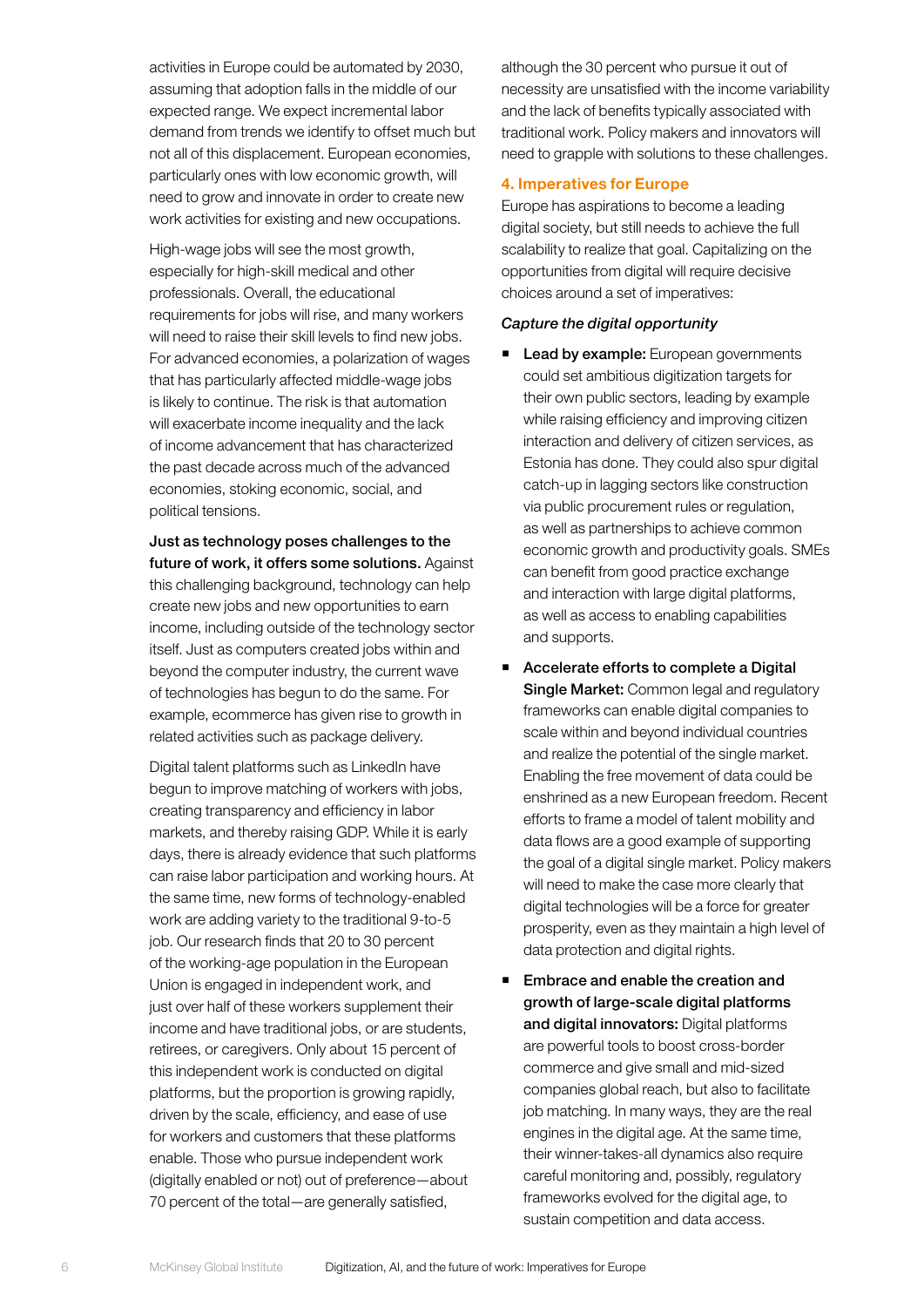activities in Europe could be automated by 2030, assuming that adoption falls in the middle of our expected range. We expect incremental labor demand from trends we identify to offset much but not all of this displacement. European economies, particularly ones with low economic growth, will need to grow and innovate in order to create new work activities for existing and new occupations.

High-wage jobs will see the most growth, especially for high-skill medical and other professionals. Overall, the educational requirements for jobs will rise, and many workers will need to raise their skill levels to find new jobs. For advanced economies, a polarization of wages that has particularly affected middle-wage jobs is likely to continue. The risk is that automation will exacerbate income inequality and the lack of income advancement that has characterized the past decade across much of the advanced economies, stoking economic, social, and political tensions.

**Just as technology poses challenges to the future of work, it offers some solutions.** Against this challenging background, technology can help create new jobs and new opportunities to earn income, including outside of the technology sector itself. Just as computers created jobs within and beyond the computer industry, the current wave of technologies has begun to do the same. For example, ecommerce has given rise to growth in related activities such as package delivery.

Digital talent platforms such as LinkedIn have begun to improve matching of workers with jobs, creating transparency and efficiency in labor markets, and thereby raising GDP. While it is early days, there is already evidence that such platforms can raise labor participation and working hours. At the same time, new forms of technology-enabled work are adding variety to the traditional 9-to-5 job. Our research finds that 20 to 30 percent of the working-age population in the European Union is engaged in independent work, and just over half of these workers supplement their income and have traditional jobs, or are students, retirees, or caregivers. Only about 15 percent of this independent work is conducted on digital platforms, but the proportion is growing rapidly, driven by the scale, efficiency, and ease of use for workers and customers that these platforms enable. Those who pursue independent work (digitally enabled or not) out of preference—about 70 percent of the total—are generally satisfied, although the 30 percent who pursue it out of necessity are unsatisfied with the income variability and the lack of benefits typically associated with traditional work. Policy makers and innovators will need to grapple with solutions to these challenges.

## 4. Imperatives for Europe

Europe has aspirations to become a leading digital society, but still needs to achieve the full scalability to realize that goal. Capitalizing on the opportunities from digital will require decisive choices around a set of imperatives:

*Capture the digital opportunity*

- **Lead by example:** European governments could set ambitious digitization targets for their own public sectors, leading by example while raising efficiency and improving citizen interaction and delivery of citizen services, as Estonia has done. They could also spur digital catch-up in lagging sectors like construction via public procurement rules or regulation, as well as partnerships to achieve common economic growth and productivity goals. SMEs can benefit from good practice exchange and interaction with large digital platforms, as well as access to enabling capabilities and supports.
- **Accelerate efforts to complete a Digital Single Market:** Common legal and regulatory frameworks can enable digital companies to scale within and beyond individual countries and realize the potential of the single market. Enabling the free movement of data could be enshrined as a new European freedom. Recent efforts to frame a model of talent mobility and data flows are a good example of supporting the goal of a digital single market. Policy makers will need to make the case more clearly that digital technologies will be a force for greater prosperity, even as they maintain a high level of data protection and digital rights.
- **Embrace and enable the creation and growth of large-scale digital platforms and digital innovators:** Digital platforms are powerful tools to boost cross-border commerce and give small and mid-sized companies global reach, but also to facilitate job matching. In many ways, they are the real engines in the digital age. At the same time, their winner-takes-all dynamics also require careful monitoring and, possibly, regulatory frameworks evolved for the digital age, to sustain competition and data access.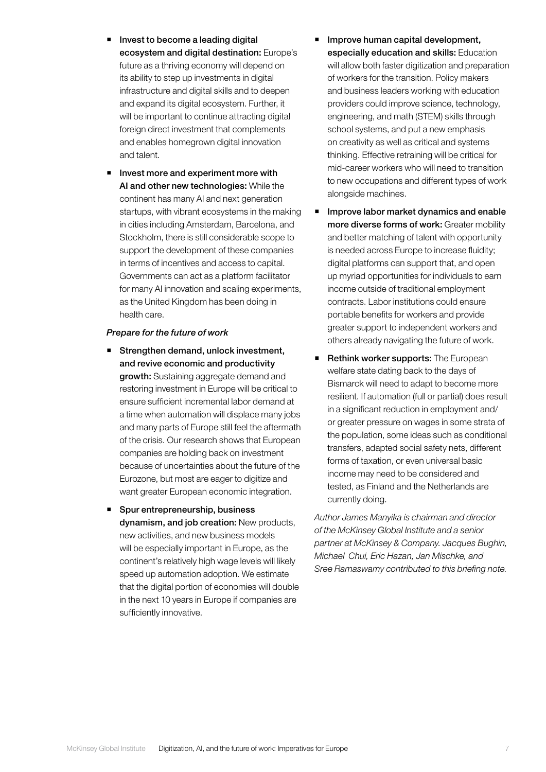- **Invest to become a leading digital ecosystem and digital destination:** Europe's future as a thriving economy will depend on its ability to step up investments in digital infrastructure and digital skills and to deepen and expand its digital ecosystem. Further, it will be important to continue attracting digital foreign direct investment that complements and enables homegrown digital innovation and talent.
- **Invest more and experiment more with AI and other new technologies:** While the continent has many AI and next generation startups, with vibrant ecosystems in the making in cities including Amsterdam, Barcelona, and Stockholm, there is still considerable scope to support the development of these companies in terms of incentives and access to capital. Governments can act as a platform facilitator for many AI innovation and scaling experiments, as the United Kingdom has been doing in health care.

*Prepare for the future of work*

- **Strengthen demand, unlock investment, and revive economic and productivity growth:** Sustaining aggregate demand and restoring investment in Europe will be critical to ensure sufficient incremental labor demand at a time when automation will displace many jobs and many parts of Europe still feel the aftermath of the crisis. Our research shows that European companies are holding back on investment because of uncertainties about the future of the Eurozone, but most are eager to digitize and want greater European economic integration.
- **Spur entrepreneurship, business dynamism, and job creation:** New products, new activities, and new business models will be especially important in Europe, as the continent's relatively high wage levels will likely speed up automation adoption. We estimate that the digital portion of economies will double in the next 10 years in Europe if companies are sufficiently innovative.
- **Improve human capital development, especially education and skills:** Education will allow both faster digitization and preparation of workers for the transition. Policy makers and business leaders working with education providers could improve science, technology, engineering, and math (STEM) skills through school systems, and put a new emphasis on creativity as well as critical and systems thinking. Effective retraining will be critical for mid-career workers who will need to transition to new occupations and different types of work alongside machines.
- **Improve labor market dynamics and enable more diverse forms of work:** Greater mobility and better matching of talent with opportunity is needed across Europe to increase fluidity; digital platforms can support that, and open up myriad opportunities for individuals to earn income outside of traditional employment contracts. Labor institutions could ensure portable benefits for workers and provide greater support to independent workers and others already navigating the future of work.
- **Rethink worker supports:** The European welfare state dating back to the days of Bismarck will need to adapt to become more resilient. If automation (full or partial) does result in a significant reduction in employment and/or greater pressure on wages in some strata of the population, some ideas such as conditional transfers, adapted social safety nets, different forms of taxation, or even universal basic income may need to be considered and tested, as Finland and the Netherlands are currently doing.

*Author James Manyika is chairman and director of the McKinsey Global Institute and a senior partner at McKinsey & Company. Jacques Bughin, Michael Chui, Eric Hazan, Jan Mischke, and Sree Ramaswamy contributed to this briefing note.*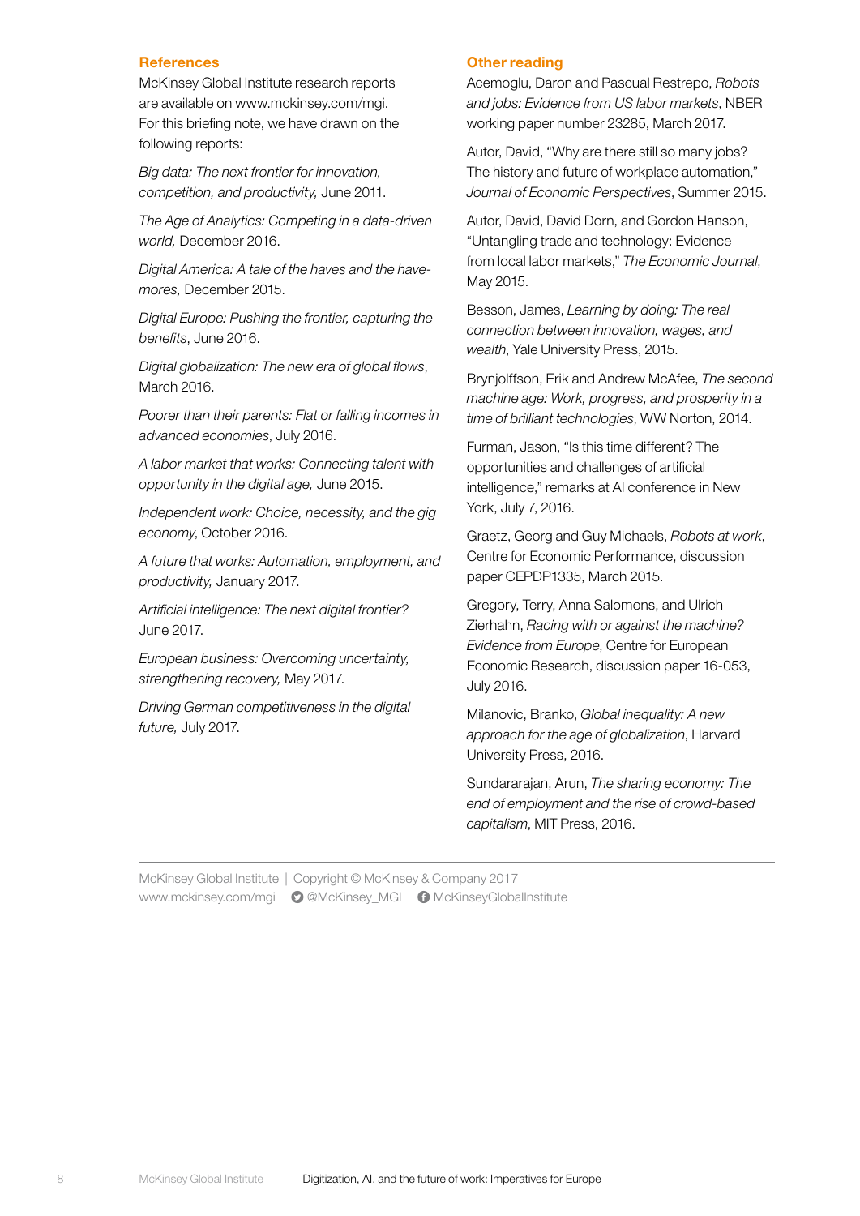## References

McKinsey Global Institute research reports are available on www.mckinsey.com/mgi. For this briefing note, we have drawn on the following reports:

*Big data: The next frontier for innovation, competition, and productivity,* June 2011.

*The Age of Analytics: Competing in a data-driven world,* December 2016.

*Digital America: A tale of the haves and the have-mores,* December 2015.

*Digital Europe: Pushing the frontier, capturing the benefits*, June 2016.

*Digital globalization: The new era of global flows*, March 2016.

*Poorer than their parents: Flat or falling incomes in advanced economies*, July 2016.

*A labor market that works: Connecting talent with opportunity in the digital age,* June 2015.

*Independent work: Choice, necessity, and the gig economy*, October 2016.

*A future that works: Automation, employment, and productivity,* January 2017.

*Artificial intelligence: The next digital frontier?* June 2017.

*European business: Overcoming uncertainty, strengthening recovery,* May 2017.

*Driving German competitiveness in the digital future,* July 2017.

## Other reading

Acemoglu, Daron and Pascual Restrepo, *Robots and jobs: Evidence from US labor markets*, NBER working paper number 23285, March 2017.

Autor, David, "Why are there still so many jobs? The history and future of workplace automation," *Journal of Economic Perspectives*, Summer 2015.

Autor, David, David Dorn, and Gordon Hanson, "Untangling trade and technology: Evidence from local labor markets," *The Economic Journal*, May 2015.

Besson, James, *Learning by doing: The real connection between innovation, wages, and wealth*, Yale University Press, 2015.

Brynjolffson, Erik and Andrew McAfee, *The second machine age: Work, progress, and prosperity in a time of brilliant technologies*, WW Norton, 2014.

Furman, Jason, "Is this time different? The opportunities and challenges of artificial intelligence," remarks at AI conference in New York, July 7, 2016.

Graetz, Georg and Guy Michaels, *Robots at work*, Centre for Economic Performance, discussion paper CEPDP1335, March 2015.

Gregory, Terry, Anna Salomons, and Ulrich Zierhahn, *Racing with or against the machine? Evidence from Europe*, Centre for European Economic Research, discussion paper 16-053, July 2016.

Milanovic, Branko, *Global inequality: A new approach for the age of globalization*, Harvard University Press, 2016.

Sundararajan, Arun, *The sharing economy: The end of employment and the rise of crowd-based capitalism*, MIT Press, 2016.

---

McKinsey Global Institute | Copyright © McKinsey & Company 2017
www.mckinsey.com/mgi @McKinsey_MGI McKinseyGlobalInstitute